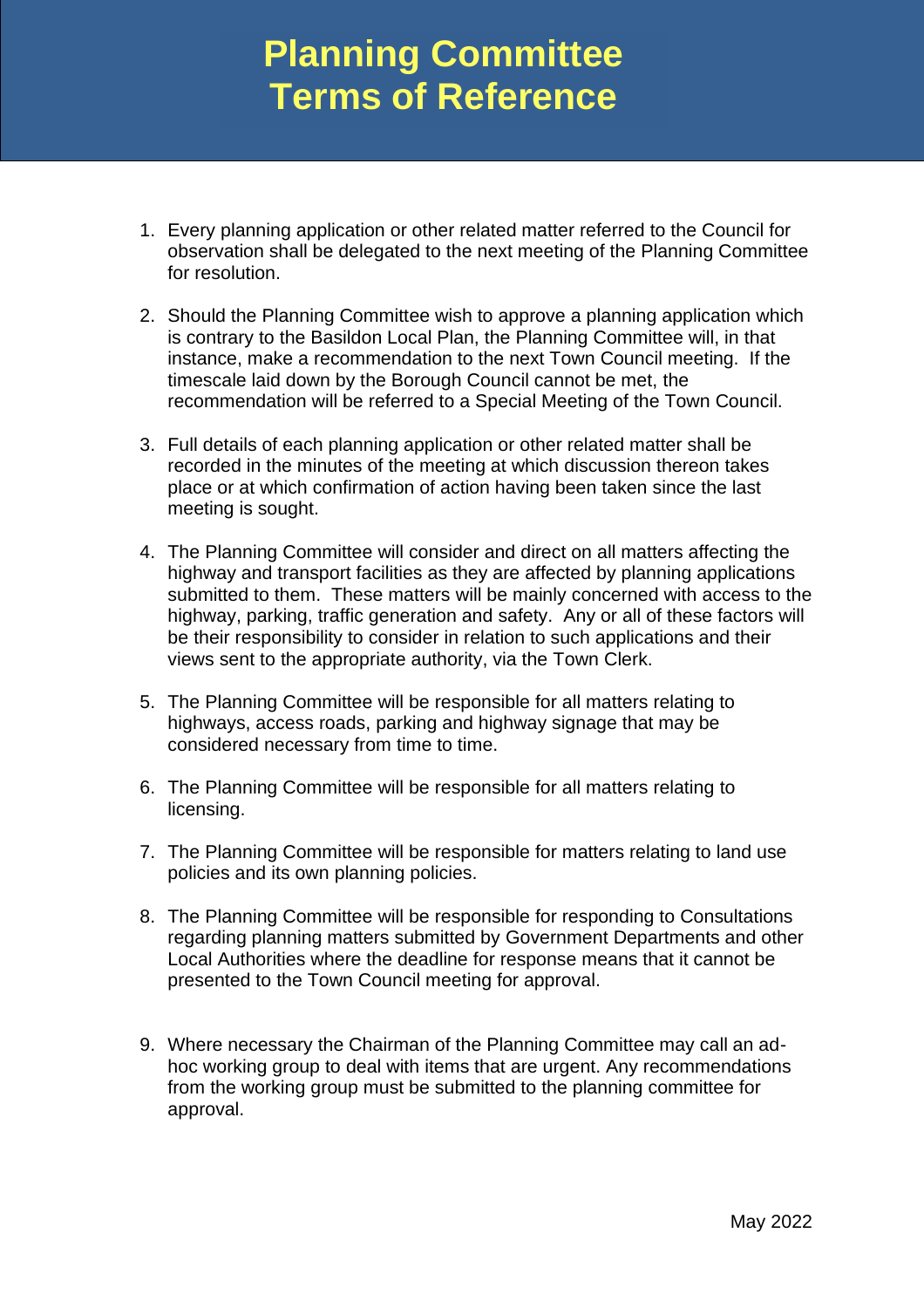# Planning Committee Terms of Reference

1. Every planning application or other related matter referred to the Council for observation shall be delegated to the next meeting of the Planning Committee for resolution.

2. Should the Planning Committee wish to approve a planning application which is contrary to the Basildon Local Plan, the Planning Committee will, in that instance, make a recommendation to the next Town Council meeting. If the timescale laid down by the Borough Council cannot be met, the recommendation will be referred to a Special Meeting of the Town Council.

3. Full details of each planning application or other related matter shall be recorded in the minutes of the meeting at which discussion thereon takes place or at which confirmation of action having been taken since the last meeting is sought.

4. The Planning Committee will consider and direct on all matters affecting the highway and transport facilities as they are affected by planning applications submitted to them. These matters will be mainly concerned with access to the highway, parking, traffic generation and safety. Any or all of these factors will be their responsibility to consider in relation to such applications and their views sent to the appropriate authority, via the Town Clerk.

5. The Planning Committee will be responsible for all matters relating to highways, access roads, parking and highway signage that may be considered necessary from time to time.

6. The Planning Committee will be responsible for all matters relating to licensing.

7. The Planning Committee will be responsible for matters relating to land use policies and its own planning policies.

8. The Planning Committee will be responsible for responding to Consultations regarding planning matters submitted by Government Departments and other Local Authorities where the deadline for response means that it cannot be presented to the Town Council meeting for approval.

9. Where necessary the Chairman of the Planning Committee may call an ad-hoc working group to deal with items that are urgent. Any recommendations from the working group must be submitted to the planning committee for approval.

May 2022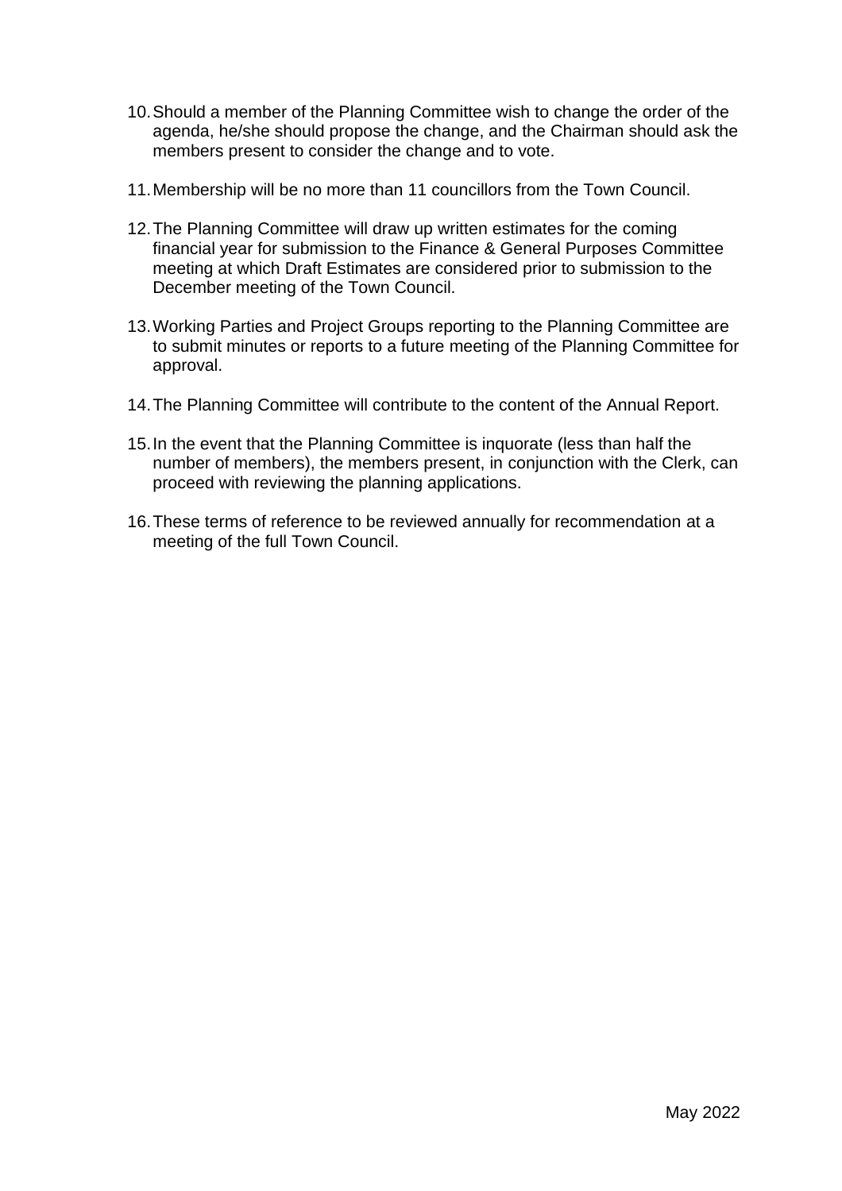10. Should a member of the Planning Committee wish to change the order of the agenda, he/she should propose the change, and the Chairman should ask the members present to consider the change and to vote.

11. Membership will be no more than 11 councillors from the Town Council.

12. The Planning Committee will draw up written estimates for the coming financial year for submission to the Finance & General Purposes Committee meeting at which Draft Estimates are considered prior to submission to the December meeting of the Town Council.

13. Working Parties and Project Groups reporting to the Planning Committee are to submit minutes or reports to a future meeting of the Planning Committee for approval.

14. The Planning Committee will contribute to the content of the Annual Report.

15. In the event that the Planning Committee is inquorate (less than half the number of members), the members present, in conjunction with the Clerk, can proceed with reviewing the planning applications.

16. These terms of reference to be reviewed annually for recommendation at a meeting of the full Town Council.

May 2022